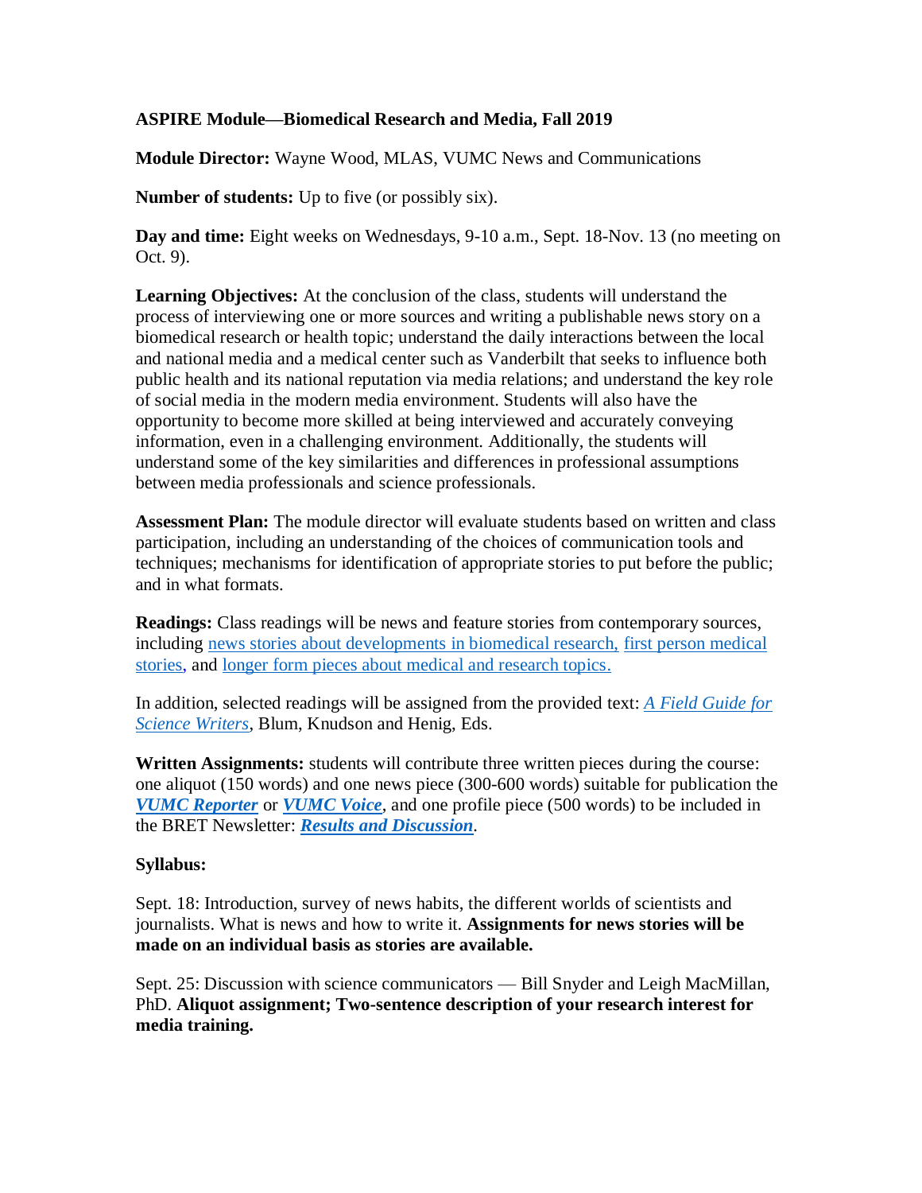**ASPIRE Module—Biomedical Research and Media, Fall 2019**

**Module Director:** Wayne Wood, MLAS, VUMC News and Communications

**Number of students:** Up to five (or possibly six).

**Day and time:** Eight weeks on Wednesdays, 9-10 a.m., Sept. 18-Nov. 13 (no meeting on Oct. 9).

**Learning Objectives:** At the conclusion of the class, students will understand the process of interviewing one or more sources and writing a publishable news story on a biomedical research or health topic; understand the daily interactions between the local and national media and a medical center such as Vanderbilt that seeks to influence both public health and its national reputation via media relations; and understand the key role of social media in the modern media environment. Students will also have the opportunity to become more skilled at being interviewed and accurately conveying information, even in a challenging environment. Additionally, the students will understand some of the key similarities and differences in professional assumptions between media professionals and science professionals.

**Assessment Plan:** The module director will evaluate students based on written and class participation, including an understanding of the choices of communication tools and techniques; mechanisms for identification of appropriate stories to put before the public; and in what formats.

**Readings:** Class readings will be news and feature stories from contemporary sources, including news stories about developments in biomedical research, first person medical stories, and longer form pieces about medical and research topics.

In addition, selected readings will be assigned from the provided text: *A Field Guide for Science Writers*, Blum, Knudson and Henig, Eds.

**Written Assignments:** students will contribute three written pieces during the course: one aliquot (150 words) and one news piece (300-600 words) suitable for publication the ***VUMC Reporter*** or ***VUMC Voice***, and one profile piece (500 words) to be included in the BRET Newsletter: ***Results and Discussion***.

**Syllabus:**

Sept. 18: Introduction, survey of news habits, the different worlds of scientists and journalists. What is news and how to write it. **Assignments for news stories will be made on an individual basis as stories are available.**

Sept. 25: Discussion with science communicators — Bill Snyder and Leigh MacMillan, PhD. **Aliquot assignment; Two-sentence description of your research interest for media training.**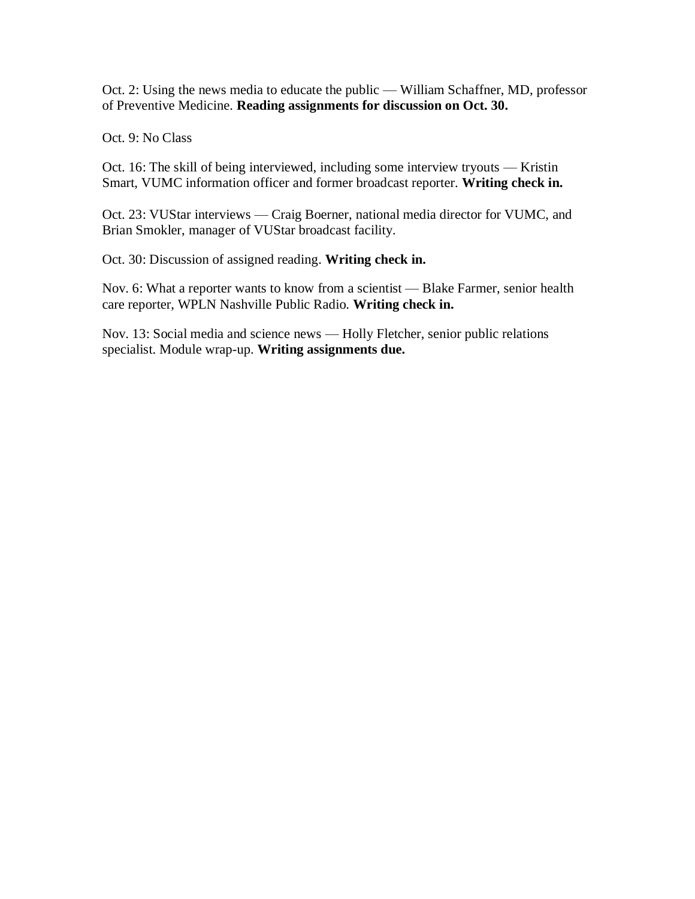Oct. 2: Using the news media to educate the public — William Schaffner, MD, professor of Preventive Medicine. **Reading assignments for discussion on Oct. 30.**

Oct. 9: No Class

Oct. 16: The skill of being interviewed, including some interview tryouts — Kristin Smart, VUMC information officer and former broadcast reporter. **Writing check in.**

Oct. 23: VUStar interviews — Craig Boerner, national media director for VUMC, and Brian Smokler, manager of VUStar broadcast facility.

Oct. 30: Discussion of assigned reading. **Writing check in.**

Nov. 6: What a reporter wants to know from a scientist — Blake Farmer, senior health care reporter, WPLN Nashville Public Radio. **Writing check in.**

Nov. 13: Social media and science news — Holly Fletcher, senior public relations specialist. Module wrap-up. **Writing assignments due.**